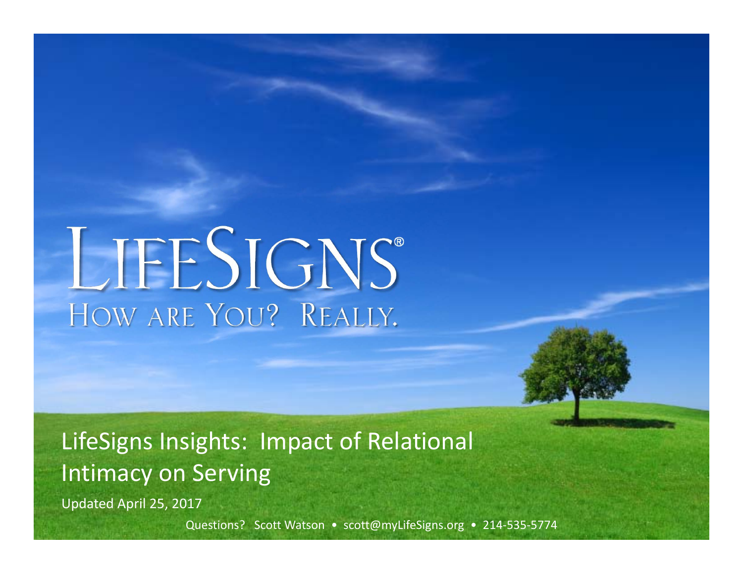# LIFESIGNS®

HOW ARE YOU? REALLY.

## LifeSigns Insights: Impact of Relational Intimacy on Serving

Updated April 25, 2017

Questions? Scott Watson • scott@myLifeSigns.org • 214-535-5774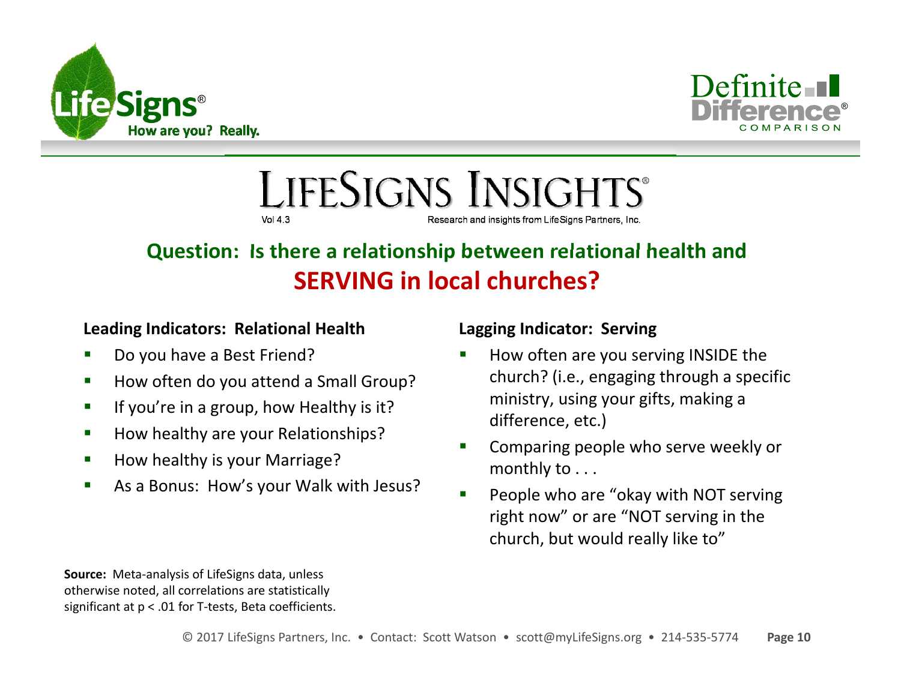# LifeSigns Insights®

Vol 4.3

Research and insights from LifeSigns Partners, Inc.

## Question: Is there a relationship between relational health and SERVING in local churches?

**Leading Indicators: Relational Health**

- Do you have a Best Friend?
- How often do you attend a Small Group?
- If you're in a group, how Healthy is it?
- How healthy are your Relationships?
- How healthy is your Marriage?
- As a Bonus: How's your Walk with Jesus?

**Lagging Indicator: Serving**

- How often are you serving INSIDE the church? (i.e., engaging through a specific ministry, using your gifts, making a difference, etc.)
- Comparing people who serve weekly or monthly to . . .
- People who are "okay with NOT serving right now" or are "NOT serving in the church, but would really like to"

**Source:** Meta-analysis of LifeSigns data, unless otherwise noted, all correlations are statistically significant at $p < .01$ for T-tests, Beta coefficients.

© 2017 LifeSigns Partners, Inc. • Contact: Scott Watson • scott@myLifeSigns.org • 214-535-5774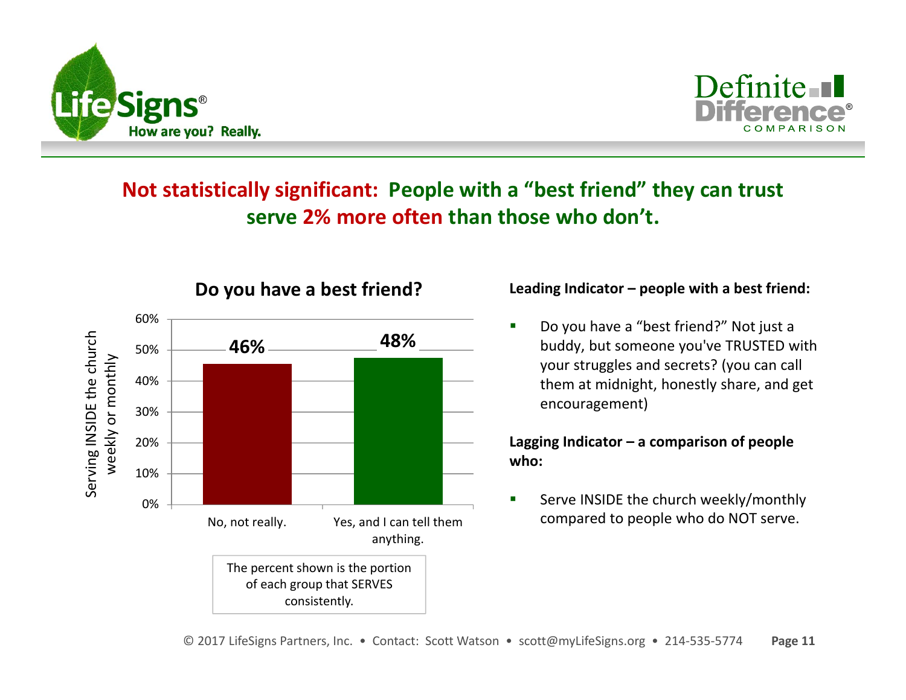## Not statistically significant: People with a "best friend" they can trust serve 2% more often than those who don't.

**Do you have a best friend?**

| Do you have a best friend? | Serving INSIDE the church weekly or monthly |
|---|---|
| No, not really. | 46% |
| Yes, and I can tell them anything. | 48% |

The percent shown is the portion of each group that SERVES consistently.

**Leading Indicator – people with a best friend:**

- Do you have a "best friend?" Not just a buddy, but someone you've TRUSTED with your struggles and secrets? (you can call them at midnight, honestly share, and get encouragement)

**Lagging Indicator – a comparison of people who:**

- Serve INSIDE the church weekly/monthly compared to people who do NOT serve.

© 2017 LifeSigns Partners, Inc. • Contact: Scott Watson • scott@myLifeSigns.org • 214-535-5774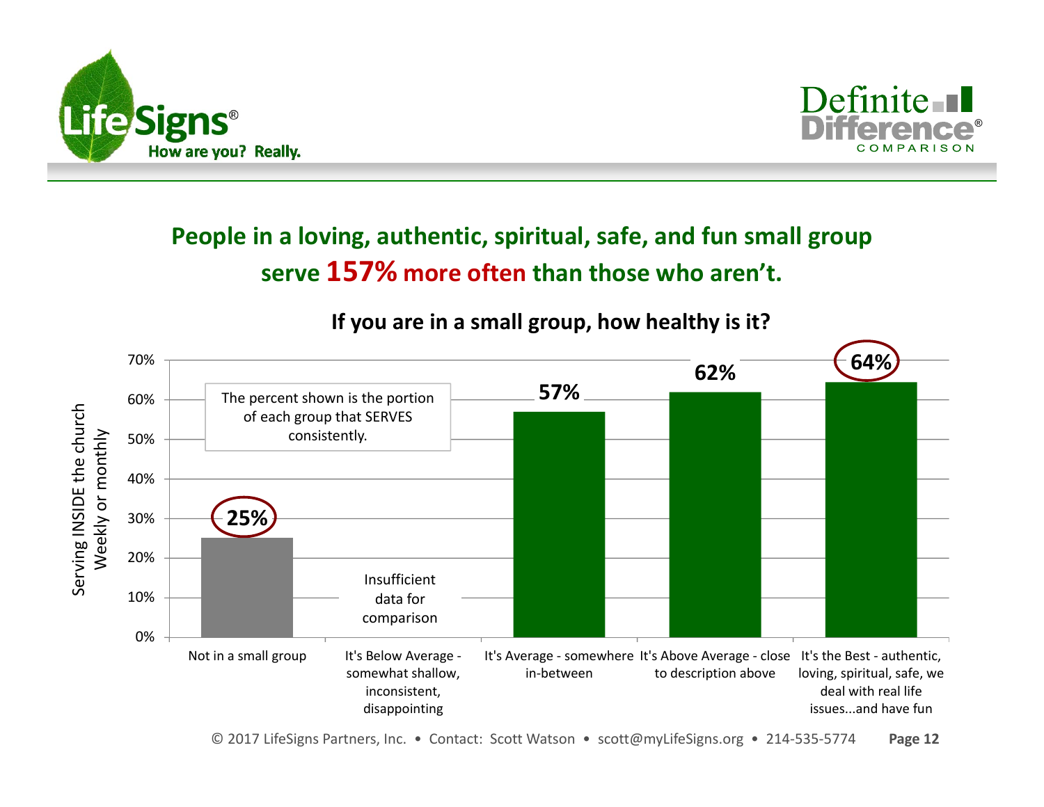## People in a loving, authentic, spiritual, safe, and fun small group serve **157% more often** than those who aren't.

### If you are in a small group, how healthy is it?

The percent shown is the portion of each group that SERVES consistently.

| If you are in a small group, how healthy is it? | Serving INSIDE the church Weekly or monthly |
| --- | --- |
| Not in a small group | 25% |
| It's Below Average - somewhat shallow, inconsistent, disappointing | Insufficient data for comparison |
| It's Average - somewhere in-between | 57% |
| It's Above Average - close to description above | 62% |
| It's the Best - authentic, loving, spiritual, safe, we deal with real life issues...and have fun | 64% |

© 2017 LifeSigns Partners, Inc. • Contact: Scott Watson • scott@myLifeSigns.org • 214-535-5774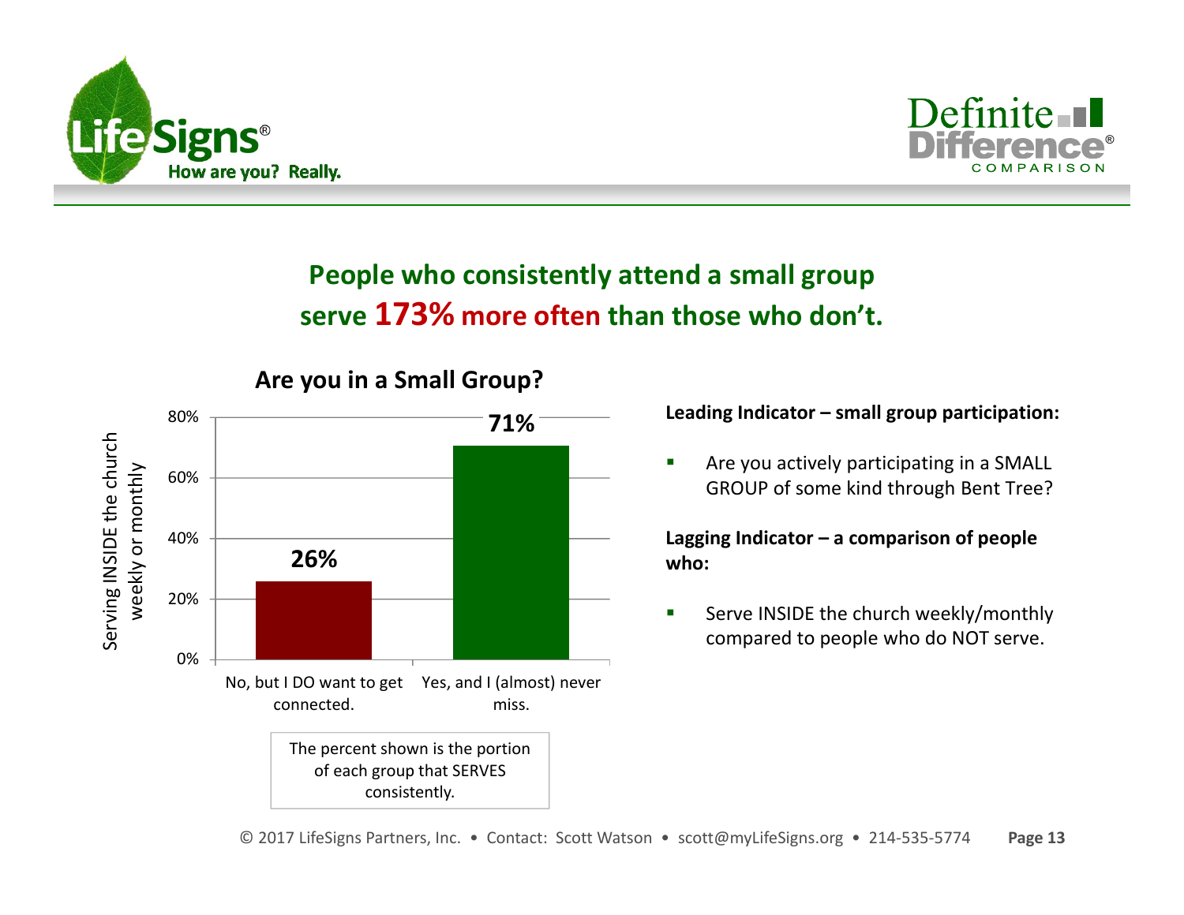## People who consistently attend a small group serve **173% more often** than those who don't.

### Are you in a Small Group?

| Response | Serving INSIDE the church weekly or monthly |
| --- | --- |
| No, but I DO want to get connected. | 26% |
| Yes, and I (almost) never miss. | 71% |

The percent shown is the portion of each group that SERVES consistently.

**Leading Indicator – small group participation:**

- Are you actively participating in a SMALL GROUP of some kind through Bent Tree?

**Lagging Indicator – a comparison of people who:**

- Serve INSIDE the church weekly/monthly compared to people who do NOT serve.

© 2017 LifeSigns Partners, Inc. • Contact: Scott Watson • scott@myLifeSigns.org • 214-535-5774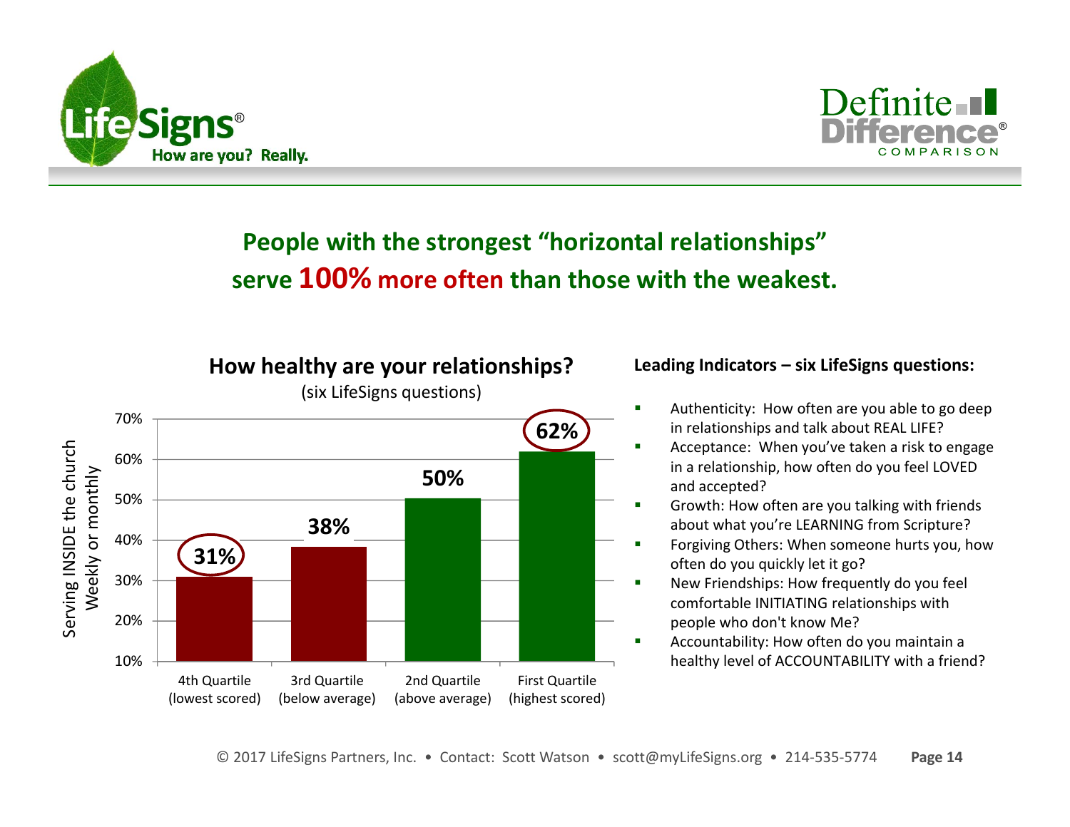## People with the strongest "horizontal relationships" serve **100% more often** than those with the weakest.

### How healthy are your relationships?

(six LifeSigns questions)

Serving INSIDE the church Weekly or monthly

| Quartile | Serving INSIDE the church Weekly or monthly |
|---|---|
| 4th Quartile (lowest scored) | 31% |
| 3rd Quartile (below average) | 38% |
| 2nd Quartile (above average) | 50% |
| First Quartile (highest scored) | 62% |

**Leading Indicators – six LifeSigns questions:**

- Authenticity: How often are you able to go deep in relationships and talk about REAL LIFE?
- Acceptance: When you've taken a risk to engage in a relationship, how often do you feel LOVED and accepted?
- Growth: How often are you talking with friends about what you're LEARNING from Scripture?
- Forgiving Others: When someone hurts you, how often do you quickly let it go?
- New Friendships: How frequently do you feel comfortable INITIATING relationships with people who don't know Me?
- Accountability: How often do you maintain a healthy level of ACCOUNTABILITY with a friend?

© 2017 LifeSigns Partners, Inc. • Contact: Scott Watson • scott@myLifeSigns.org • 214-535-5774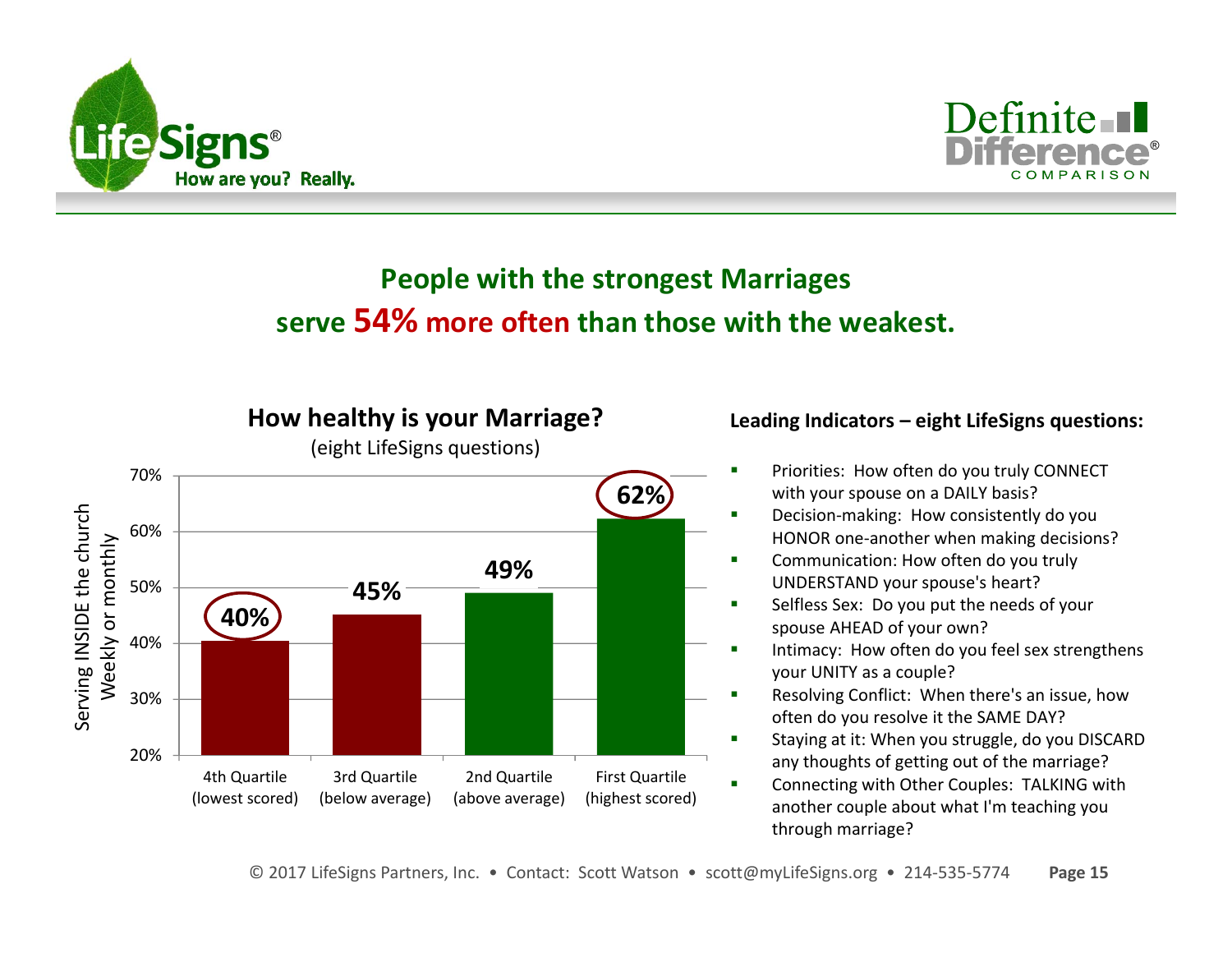## People with the strongest Marriages serve 54% more often than those with the weakest.

### How healthy is your Marriage?

(eight LifeSigns questions)

Serving INSIDE the church Weekly or monthly

| Quartile | Serving INSIDE the church Weekly or monthly |
|---|---|
| 4th Quartile (lowest scored) | 40% |
| 3rd Quartile (below average) | 45% |
| 2nd Quartile (above average) | 49% |
| First Quartile (highest scored) | 62% |

**Leading Indicators – eight LifeSigns questions:**

- Priorities: How often do you truly CONNECT with your spouse on a DAILY basis?
- Decision-making: How consistently do you HONOR one-another when making decisions?
- Communication: How often do you truly UNDERSTAND your spouse's heart?
- Selfless Sex: Do you put the needs of your spouse AHEAD of your own?
- Intimacy: How often do you feel sex strengthens your UNITY as a couple?
- Resolving Conflict: When there's an issue, how often do you resolve it the SAME DAY?
- Staying at it: When you struggle, do you DISCARD any thoughts of getting out of the marriage?
- Connecting with Other Couples: TALKING with another couple about what I'm teaching you through marriage?

© 2017 LifeSigns Partners, Inc. • Contact: Scott Watson • scott@myLifeSigns.org • 214-535-5774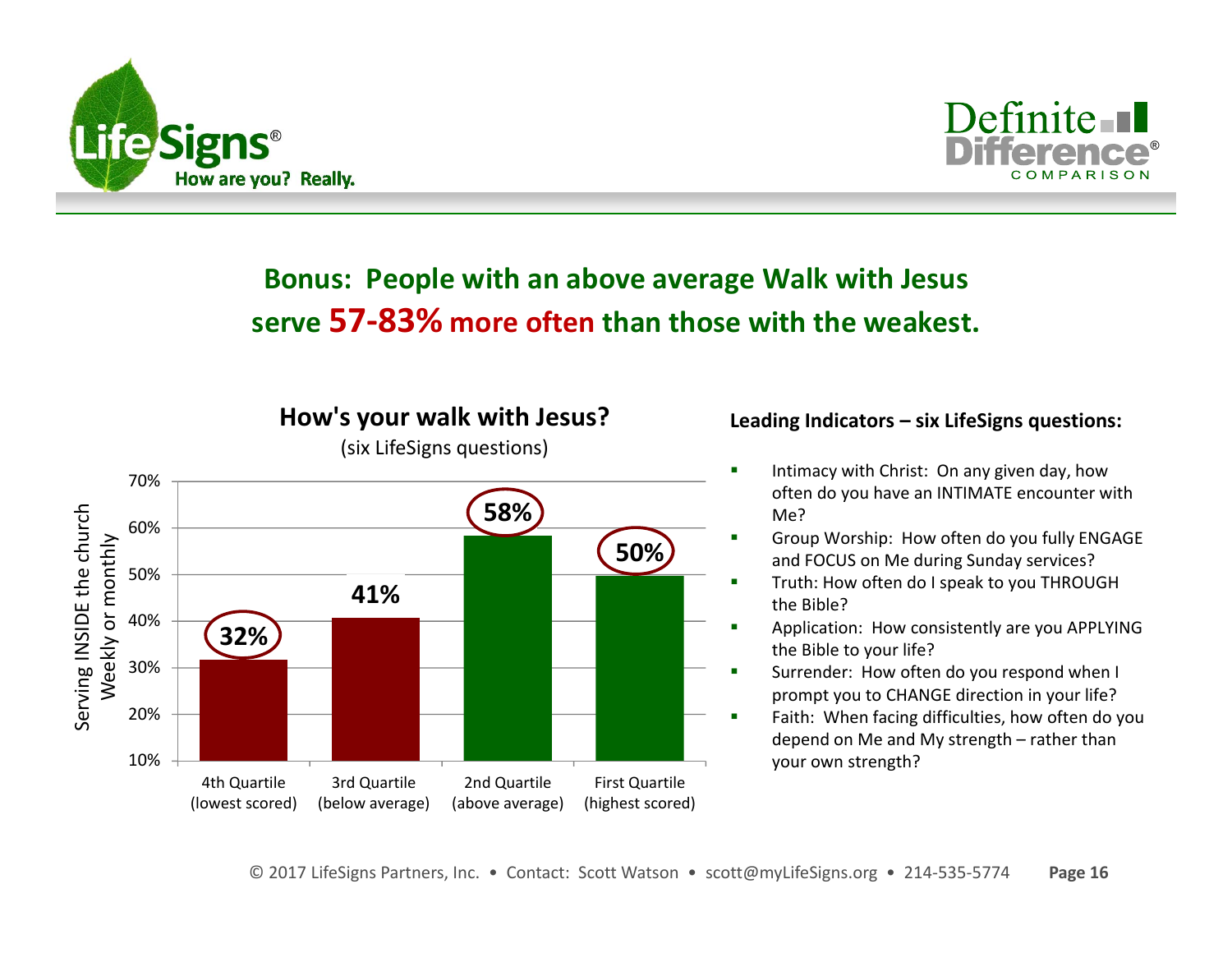## Bonus: People with an above average Walk with Jesus serve 57-83% more often than those with the weakest.

### How's your walk with Jesus?

(six LifeSigns questions)

Serving INSIDE the church Weekly or monthly

| Quartile | Serving INSIDE the church Weekly or monthly |
|---|---|
| 4th Quartile (lowest scored) | 32% |
| 3rd Quartile (below average) | 41% |
| 2nd Quartile (above average) | 58% |
| First Quartile (highest scored) | 50% |

**Leading Indicators – six LifeSigns questions:**

- Intimacy with Christ: On any given day, how often do you have an INTIMATE encounter with Me?
- Group Worship: How often do you fully ENGAGE and FOCUS on Me during Sunday services?
- Truth: How often do I speak to you THROUGH the Bible?
- Application: How consistently are you APPLYING the Bible to your life?
- Surrender: How often do you respond when I prompt you to CHANGE direction in your life?
- Faith: When facing difficulties, how often do you depend on Me and My strength – rather than your own strength?

© 2017 LifeSigns Partners, Inc. • Contact: Scott Watson • scott@myLifeSigns.org • 214-535-5774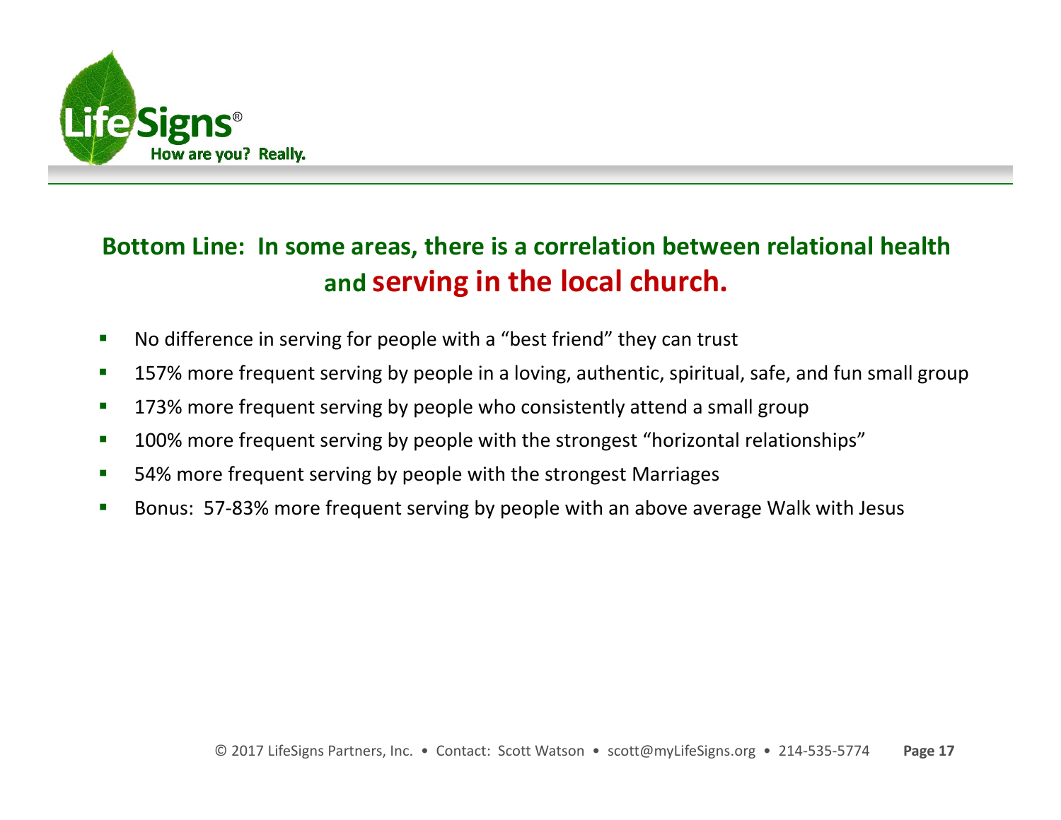## Bottom Line: In some areas, there is a correlation between relational health and **serving in the local church.**

- No difference in serving for people with a "best friend" they can trust
- 157% more frequent serving by people in a loving, authentic, spiritual, safe, and fun small group
- 173% more frequent serving by people who consistently attend a small group
- 100% more frequent serving by people with the strongest "horizontal relationships"
- 54% more frequent serving by people with the strongest Marriages
- Bonus: 57-83% more frequent serving by people with an above average Walk with Jesus